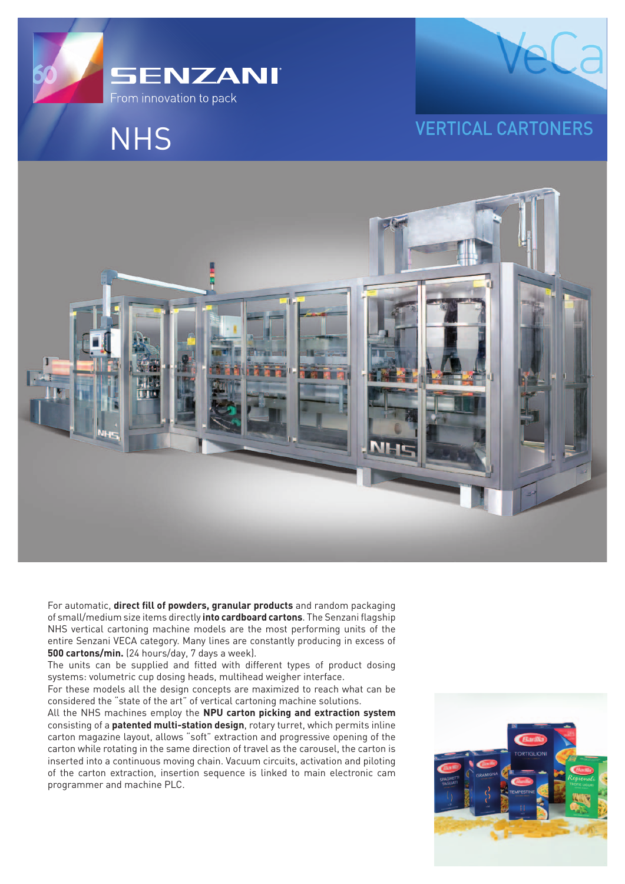**SENZANI**

From innovation to pack

# NHS

VeCa

## VERTICAL CARTONERS

For automatic, **direct fill of powders, granular products** and random packaging of small/medium size items directly **into cardboard cartons**. The Senzani flagship NHS vertical cartoning machine models are the most performing units of the entire Senzani VECA category. Many lines are constantly producing in excess of **500 cartons/min.** (24 hours/day, 7 days a week).

The units can be supplied and fitted with different types of product dosing systems: volumetric cup dosing heads, multihead weigher interface.

For these models all the design concepts are maximized to reach what can be considered the "state of the art" of vertical cartoning machine solutions.

All the NHS machines employ the **NPU carton picking and extraction system** consisting of a **patented multi-station design**, rotary turret, which permits inline carton magazine layout, allows "soft" extraction and progressive opening of the carton while rotating in the same direction of travel as the carousel, the carton is inserted into a continuous moving chain. Vacuum circuits, activation and piloting of the carton extraction, insertion sequence is linked to main electronic cam programmer and machine PLC.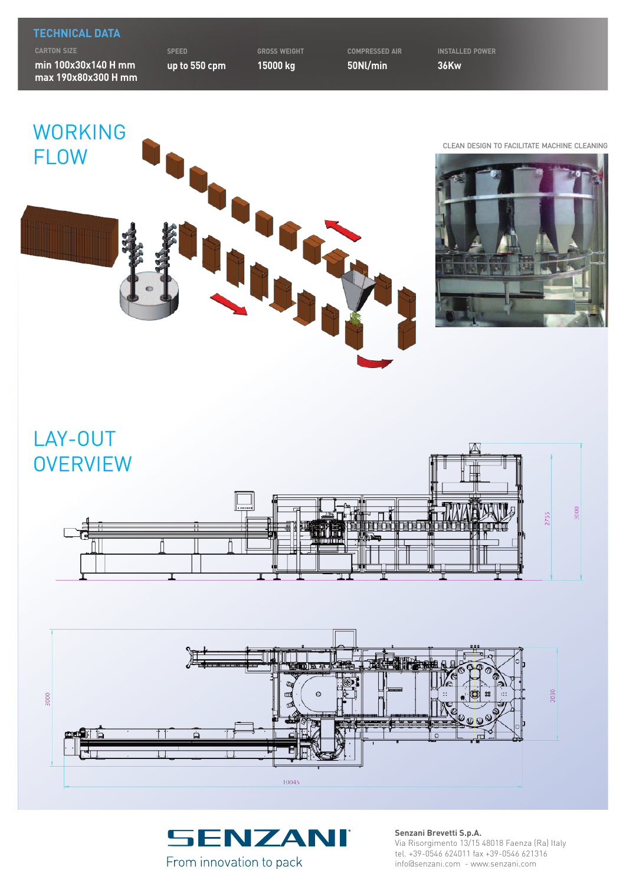## TECHNICAL DATA

| CARTON SIZE | SPEED | GROSS WEIGHT | COMPRESSED AIR | INSTALLED POWER |
|---|---|---|---|---|
| min 100x30x140 H mm<br>max 190x80x300 H mm | up to 550 cpm | 15000 kg | 50Nl/min | 36Kw |

## WORKING FLOW

CLEAN DESIGN TO FACILITATE MACHINE CLEANING

## LAY-OUT OVERVIEW

2755

3000

3000

2030

10045

SENZANI

From innovation to pack

**Senzani Brevetti S.p.A.**
Via Risorgimento 13/15 48018 Faenza (Ra) Italy
tel. +39-0546 624011 fax +39-0546 621316
info@senzani.com - www.senzani.com